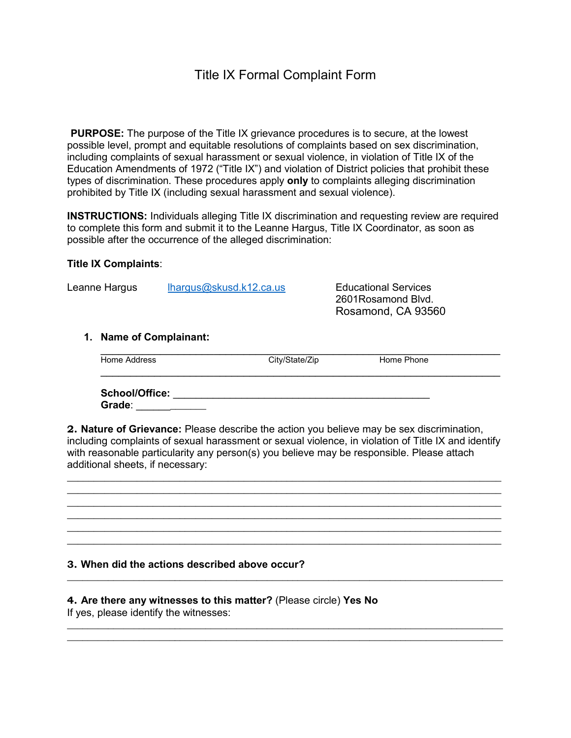# Title IX Formal Complaint Form

**PURPOSE:** The purpose of the Title IX grievance procedures is to secure, at the lowest possible level, prompt and equitable resolutions of complaints based on sex discrimination, including complaints of sexual harassment or sexual violence, in violation of Title IX of the Education Amendments of 1972 ("Title IX") and violation of District policies that prohibit these types of discrimination. These procedures apply **only** to complaints alleging discrimination prohibited by Title IX (including sexual harassment and sexual violence).

**INSTRUCTIONS:** Individuals alleging Title IX discrimination and requesting review are required to complete this form and submit it to the Leanne Hargus, Title IX Coordinator, as soon as possible after the occurrence of the alleged discrimination:

**Title IX Complaints**:

Leanne Hargus    lhargus@skusd.k12.ca.us

Educational Services
2601Rosamond Blvd.
Rosamond, CA 93560

1. **Name of Complainant:**

________________________________________________________________
Home Address                    City/State/Zip                    Home Phone
________________________________________________________________

**School/Office:** ______________________________________________
**Grade**: _____________

**2. Nature of Grievance:** Please describe the action you believe may be sex discrimination, including complaints of sexual harassment or sexual violence, in violation of Title IX and identify with reasonable particularity any person(s) you believe may be responsible. Please attach additional sheets, if necessary:

________________________________________________________________
________________________________________________________________
________________________________________________________________
________________________________________________________________
________________________________________________________________
________________________________________________________________

**3. When did the actions described above occur?**

________________________________________________________________

**4. Are there any witnesses to this matter?** (Please circle) **Yes No**
If yes, please identify the witnesses:

________________________________________________________________
________________________________________________________________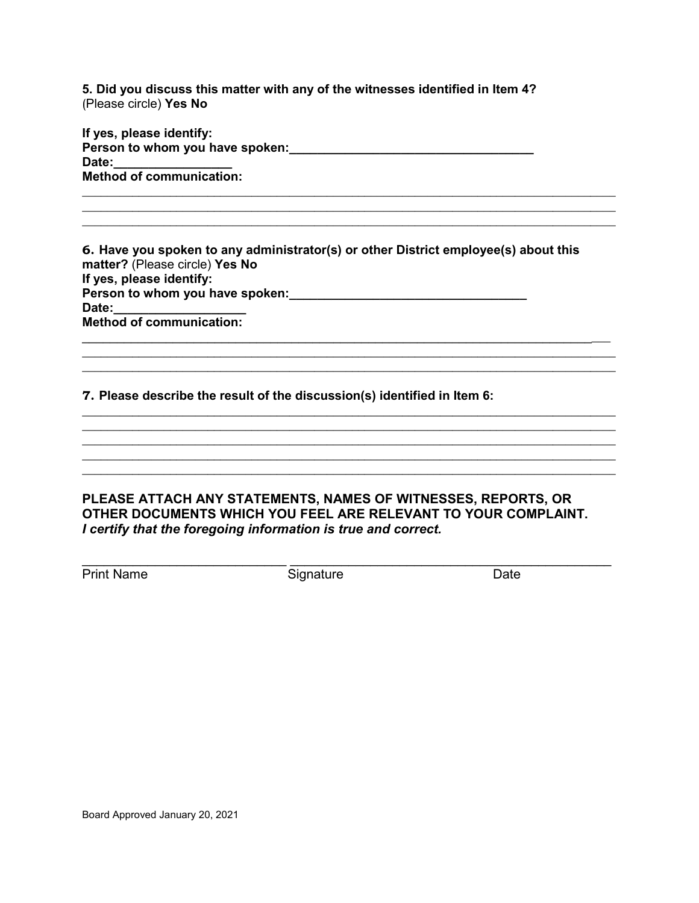**5. Did you discuss this matter with any of the witnesses identified in Item 4?**
(Please circle) **Yes No**

**If yes, please identify:**
**Person to whom you have spoken:___________________________________**
**Date:_________________**
**Method of communication:**
_____________________________________________________________________________
_____________________________________________________________________________
_____________________________________________________________________________

**6. Have you spoken to any administrator(s) or other District employee(s) about this matter?** (Please circle) **Yes No**
**If yes, please identify:**
**Person to whom you have spoken:__________________________________**
**Date:___________________**
**Method of communication:**
_____________________________________________________________________________
_____________________________________________________________________________
_____________________________________________________________________________

**7. Please describe the result of the discussion(s) identified in Item 6:**
_____________________________________________________________________________
_____________________________________________________________________________
_____________________________________________________________________________
_____________________________________________________________________________
_____________________________________________________________________________

**PLEASE ATTACH ANY STATEMENTS, NAMES OF WITNESSES, REPORTS, OR OTHER DOCUMENTS WHICH YOU FEEL ARE RELEVANT TO YOUR COMPLAINT.**
***I certify that the foregoing information is true and correct.***

_____________________________ _____________________________________________
Print Name Signature Date

Board Approved January 20, 2021